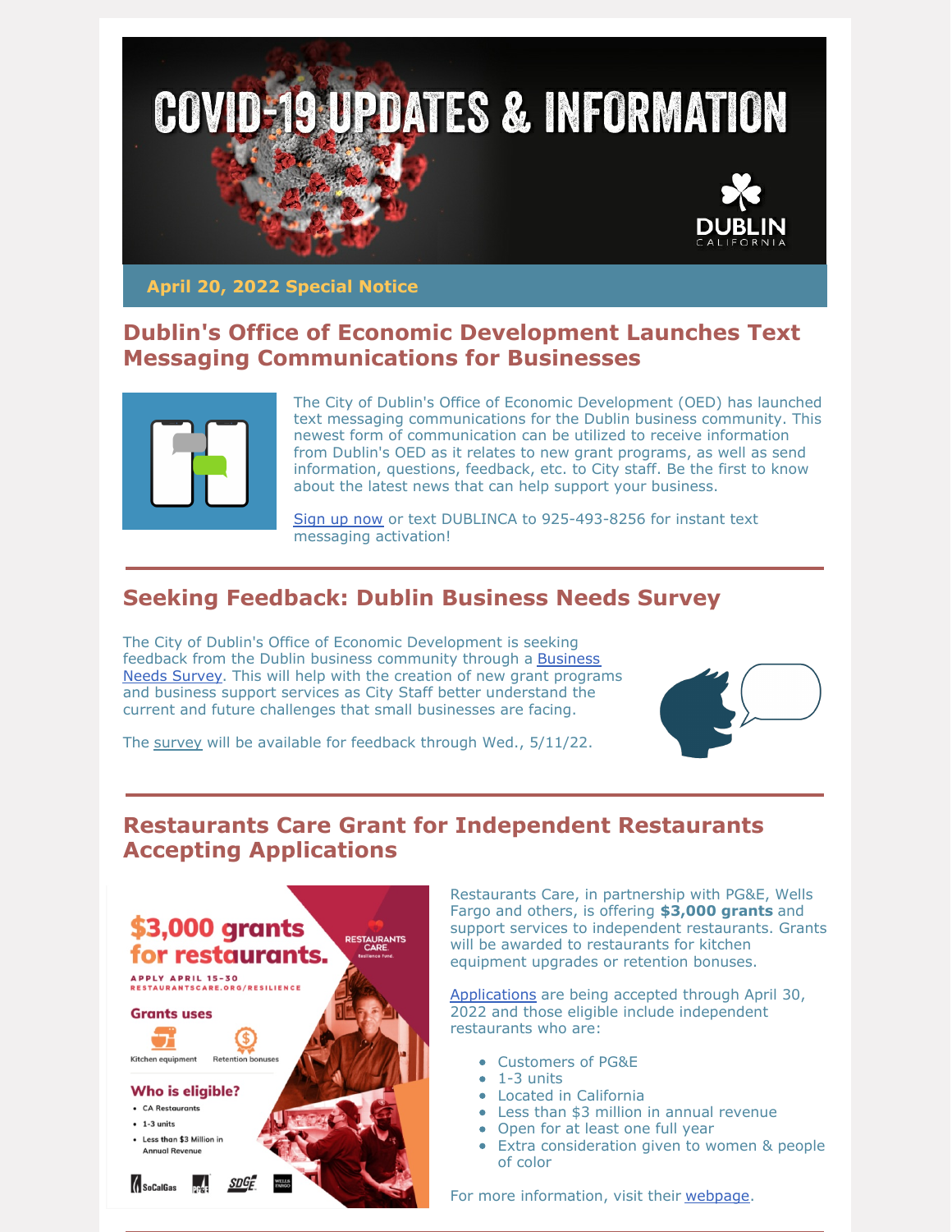# COVID-19 UPDATES & INFORMATION

DUBLIN CALIFORNIA

**April 20, 2022 Special Notice**

## Dublin's Office of Economic Development Launches Text Messaging Communications for Businesses

The City of Dublin's Office of Economic Development (OED) has launched text messaging communications for the Dublin business community. This newest form of communication can be utilized to receive information from Dublin's OED as it relates to new grant programs, as well as send information, questions, feedback, etc. to City staff. Be the first to know about the latest news that can help support your business.

Sign up now or text DUBLINCA to 925-493-8256 for instant text messaging activation!

## Seeking Feedback: Dublin Business Needs Survey

The City of Dublin's Office of Economic Development is seeking feedback from the Dublin business community through a Business Needs Survey. This will help with the creation of new grant programs and business support services as City Staff better understand the current and future challenges that small businesses are facing.

The survey will be available for feedback through Wed., 5/11/22.

## Restaurants Care Grant for Independent Restaurants Accepting Applications

**$3,000 grants for restaurants.**

APPLY APRIL 15-30
RESTAURANTSCARE.ORG/RESILIENCE

RESTAURANTS CARE Resilience Fund

**Grants uses**

- Kitchen equipment
- Retention bonuses

**Who is eligible?**

- CA Restaurants
- 1-3 units
- Less than $3 Million in Annual Revenue

SoCalGas | PG&E | SDG&E | WELLS FARGO

Restaurants Care, in partnership with PG&E, Wells Fargo and others, is offering **$3,000 grants** and support services to independent restaurants. Grants will be awarded to restaurants for kitchen equipment upgrades or retention bonuses.

Applications are being accepted through April 30, 2022 and those eligible include independent restaurants who are:

- Customers of PG&E
- 1-3 units
- Located in California
- Less than $3 million in annual revenue
- Open for at least one full year
- Extra consideration given to women & people of color

For more information, visit their webpage.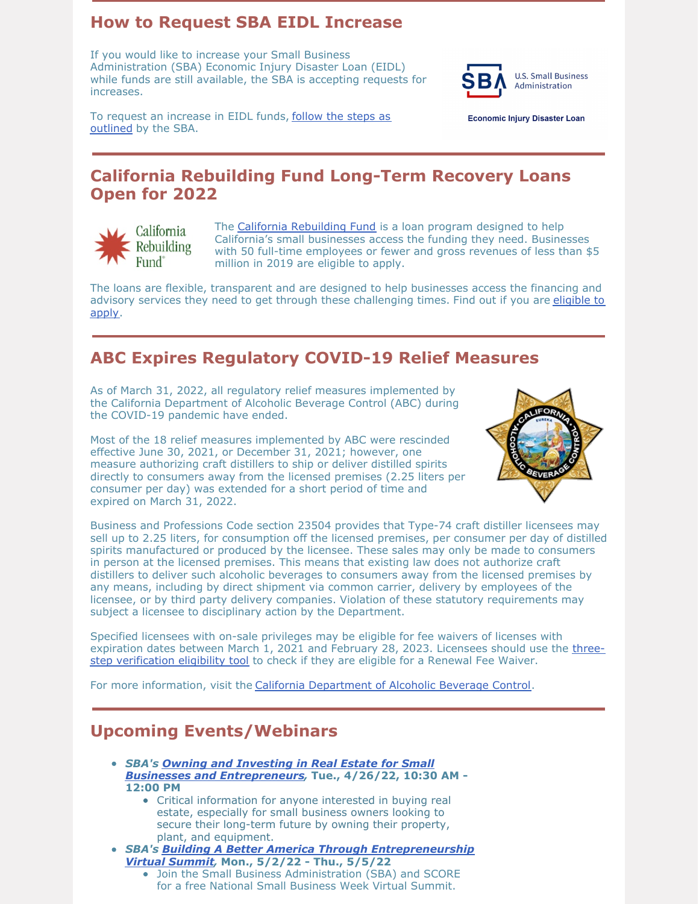## How to Request SBA EIDL Increase

If you would like to increase your Small Business Administration (SBA) Economic Injury Disaster Loan (EIDL) while funds are still available, the SBA is accepting requests for increases.

To request an increase in EIDL funds, follow the steps as outlined by the SBA.

## California Rebuilding Fund Long-Term Recovery Loans Open for 2022

The California Rebuilding Fund is a loan program designed to help California's small businesses access the funding they need. Businesses with 50 full-time employees or fewer and gross revenues of less than $5 million in 2019 are eligible to apply.

The loans are flexible, transparent and are designed to help businesses access the financing and advisory services they need to get through these challenging times. Find out if you are eligible to apply.

## ABC Expires Regulatory COVID-19 Relief Measures

As of March 31, 2022, all regulatory relief measures implemented by the California Department of Alcoholic Beverage Control (ABC) during the COVID-19 pandemic have ended.

Most of the 18 relief measures implemented by ABC were rescinded effective June 30, 2021, or December 31, 2021; however, one measure authorizing craft distillers to ship or deliver distilled spirits directly to consumers away from the licensed premises (2.25 liters per consumer per day) was extended for a short period of time and expired on March 31, 2022.

Business and Professions Code section 23504 provides that Type-74 craft distiller licensees may sell up to 2.25 liters, for consumption off the licensed premises, per consumer per day of distilled spirits manufactured or produced by the licensee. These sales may only be made to consumers in person at the licensed premises. This means that existing law does not authorize craft distillers to deliver such alcoholic beverages to consumers away from the licensed premises by any means, including by direct shipment via common carrier, delivery by employees of the licensee, or by third party delivery companies. Violation of these statutory requirements may subject a licensee to disciplinary action by the Department.

Specified licensees with on-sale privileges may be eligible for fee waivers of licenses with expiration dates between March 1, 2021 and February 28, 2023. Licensees should use the three-step verification eligibility tool to check if they are eligible for a Renewal Fee Waiver.

For more information, visit the California Department of Alcoholic Beverage Control.

## Upcoming Events/Webinars

- ***SBA's Owning and Investing in Real Estate for Small Businesses and Entrepreneurs*, Tue., 4/26/22, 10:30 AM - 12:00 PM**
  - Critical information for anyone interested in buying real estate, especially for small business owners looking to secure their long-term future by owning their property, plant, and equipment.
- ***SBA's Building A Better America Through Entrepreneurship Virtual Summit*, Mon., 5/2/22 - Thu., 5/5/22**
  - Join the Small Business Administration (SBA) and SCORE for a free National Small Business Week Virtual Summit.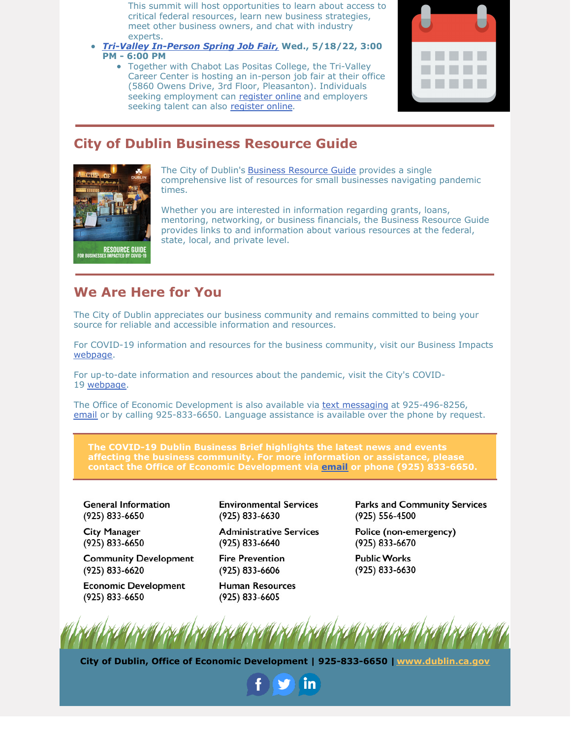This summit will host opportunities to learn about access to critical federal resources, learn new business strategies, meet other business owners, and chat with industry experts.

- ***Tri-Valley In-Person Spring Job Fair,*** **Wed., 5/18/22, 3:00 PM - 6:00 PM**
  - Together with Chabot Las Positas College, the Tri-Valley Career Center is hosting an in-person job fair at their office (5860 Owens Drive, 3rd Floor, Pleasanton). Individuals seeking employment can register online and employers seeking talent can also register online.

## City of Dublin Business Resource Guide

The City of Dublin's Business Resource Guide provides a single comprehensive list of resources for small businesses navigating pandemic times.

Whether you are interested in information regarding grants, loans, mentoring, networking, or business financials, the Business Resource Guide provides links to and information about various resources at the federal, state, local, and private level.

## We Are Here for You

The City of Dublin appreciates our business community and remains committed to being your source for reliable and accessible information and resources.

For COVID-19 information and resources for the business community, visit our Business Impacts webpage.

For up-to-date information and resources about the pandemic, visit the City's COVID-19 webpage.

The Office of Economic Development is also available via text messaging at 925-496-8256, email or by calling 925-833-6650. Language assistance is available over the phone by request.

**The COVID-19 Dublin Business Brief highlights the latest news and events affecting the business community. For more information or assistance, please contact the Office of Economic Development via email or phone (925) 833-6650.**

General Information
(925) 833-6650

City Manager
(925) 833-6650

Community Development
(925) 833-6620

Economic Development
(925) 833-6650

Environmental Services
(925) 833-6630

Administrative Services
(925) 833-6640

Fire Prevention
(925) 833-6606

Human Resources
(925) 833-6605

Parks and Community Services
(925) 556-4500

Police (non-emergency)
(925) 833-6670

Public Works
(925) 833-6630

**City of Dublin, Office of Economic Development | 925-833-6650 | www.dublin.ca.gov**